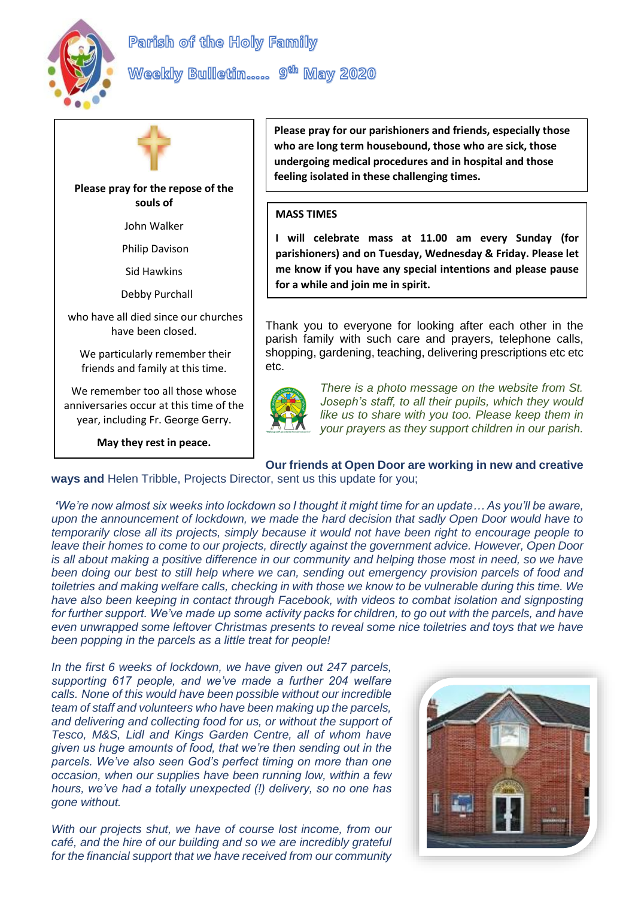# Parish of the Holy Family

## Weekly Bulletin…… 9th May 2020

**Please pray for the repose of the souls of**

John Walker

Philip Davison

Sid Hawkins

Debby Purchall

who have all died since our churches have been closed.

We particularly remember their friends and family at this time.

We remember too all those whose anniversaries occur at this time of the year, including Fr. George Gerry.

**May they rest in peace.**

**Please pray for our parishioners and friends, especially those who are long term housebound, those who are sick, those undergoing medical procedures and in hospital and those feeling isolated in these challenging times.**

**MASS TIMES**

**I will celebrate mass at 11.00 am every Sunday (for parishioners) and on Tuesday, Wednesday & Friday. Please let me know if you have any special intentions and please pause for a while and join me in spirit.**

Thank you to everyone for looking after each other in the parish family with such care and prayers, telephone calls, shopping, gardening, teaching, delivering prescriptions etc etc etc.

*There is a photo message on the website from St. Joseph's staff, to all their pupils, which they would like us to share with you too. Please keep them in your prayers as they support children in our parish.*

**Our friends at Open Door are working in new and creative ways and** Helen Tribble, Projects Director, sent us this update for you;

*'We're now almost six weeks into lockdown so I thought it might time for an update… As you'll be aware, upon the announcement of lockdown, we made the hard decision that sadly Open Door would have to temporarily close all its projects, simply because it would not have been right to encourage people to leave their homes to come to our projects, directly against the government advice. However, Open Door is all about making a positive difference in our community and helping those most in need, so we have been doing our best to still help where we can, sending out emergency provision parcels of food and toiletries and making welfare calls, checking in with those we know to be vulnerable during this time. We have also been keeping in contact through Facebook, with videos to combat isolation and signposting for further support. We've made up some activity packs for children, to go out with the parcels, and have even unwrapped some leftover Christmas presents to reveal some nice toiletries and toys that we have been popping in the parcels as a little treat for people!*

*In the first 6 weeks of lockdown, we have given out 247 parcels, supporting 617 people, and we've made a further 204 welfare calls. None of this would have been possible without our incredible team of staff and volunteers who have been making up the parcels, and delivering and collecting food for us, or without the support of Tesco, M&S, Lidl and Kings Garden Centre, all of whom have given us huge amounts of food, that we're then sending out in the parcels. We've also seen God's perfect timing on more than one occasion, when our supplies have been running low, within a few hours, we've had a totally unexpected (!) delivery, so no one has gone without.*

*With our projects shut, we have of course lost income, from our café, and the hire of our building and so we are incredibly grateful for the financial support that we have received from our community*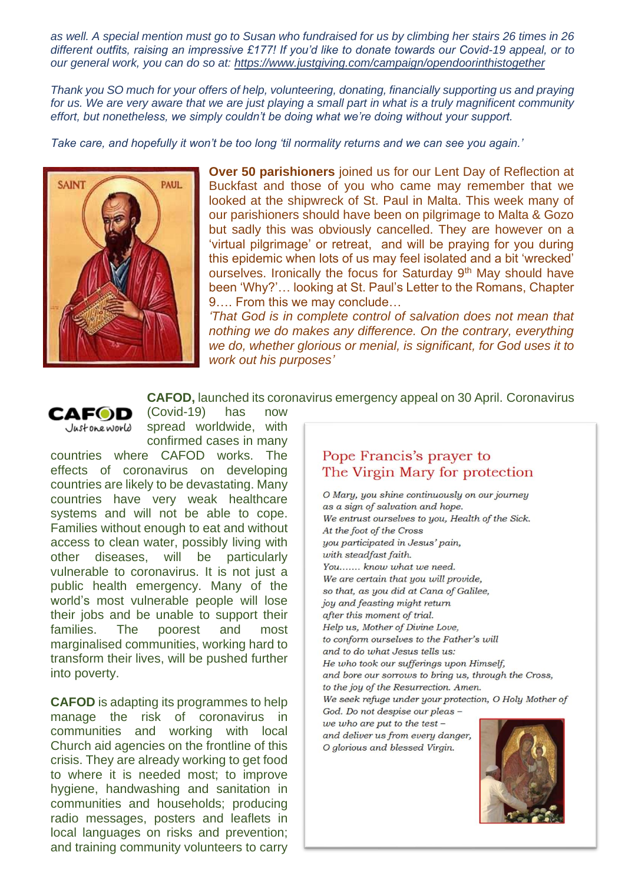*as well. A special mention must go to Susan who fundraised for us by climbing her stairs 26 times in 26 different outfits, raising an impressive £177! If you'd like to donate towards our Covid-19 appeal, or to our general work, you can do so at: [https://www.justgiving.com/campaign/opendoorinthistogether](https://www.justgiving.com/campaign/opendoorinthistogether)*

*Thank you SO much for your offers of help, volunteering, donating, financially supporting us and praying for us. We are very aware that we are just playing a small part in what is a truly magnificent community effort, but nonetheless, we simply couldn't be doing what we're doing without your support.*

*Take care, and hopefully it won't be too long 'til normality returns and we can see you again.'*

**Over 50 parishioners** joined us for our Lent Day of Reflection at Buckfast and those of you who came may remember that we looked at the shipwreck of St. Paul in Malta. This week many of our parishioners should have been on pilgrimage to Malta & Gozo but sadly this was obviously cancelled. They are however on a 'virtual pilgrimage' or retreat, and will be praying for you during this epidemic when lots of us may feel isolated and a bit 'wrecked' ourselves. Ironically the focus for Saturday 9th May should have been 'Why?'… looking at St. Paul's Letter to the Romans, Chapter 9…. From this we may conclude…

*'That God is in complete control of salvation does not mean that nothing we do makes any difference. On the contrary, everything we do, whether glorious or menial, is significant, for God uses it to work out his purposes'*

**CAFOD,** launched its coronavirus emergency appeal on 30 April. Coronavirus (Covid-19) has now spread worldwide, with confirmed cases in many countries where CAFOD works. The effects of coronavirus on developing countries are likely to be devastating. Many countries have very weak healthcare systems and will not be able to cope. Families without enough to eat and without access to clean water, possibly living with other diseases, will be particularly vulnerable to coronavirus. It is not just a public health emergency. Many of the world's most vulnerable people will lose their jobs and be unable to support their families. The poorest and most marginalised communities, working hard to transform their lives, will be pushed further into poverty.

**CAFOD** is adapting its programmes to help manage the risk of coronavirus in communities and working with local Church aid agencies on the frontline of this crisis. They are already working to get food to where it is needed most; to improve hygiene, handwashing and sanitation in communities and households; producing radio messages, posters and leaflets in local languages on risks and prevention; and training community volunteers to carry

## Pope Francis's prayer to The Virgin Mary for protection

*O Mary, you shine continuously on our journey*
*as a sign of salvation and hope.*
*We entrust ourselves to you, Health of the Sick.*
*At the foot of the Cross*
*you participated in Jesus' pain,*
*with steadfast faith.*
*You……. know what we need.*
*We are certain that you will provide,*
*so that, as you did at Cana of Galilee,*
*joy and feasting might return*
*after this moment of trial.*
*Help us, Mother of Divine Love,*
*to conform ourselves to the Father's will*
*and to do what Jesus tells us:*
*He who took our sufferings upon Himself,*
*and bore our sorrows to bring us, through the Cross,*
*to the joy of the Resurrection. Amen.*
*We seek refuge under your protection, O Holy Mother of God. Do not despise our pleas –*
*we who are put to the test –*
*and deliver us from every danger,*
*O glorious and blessed Virgin.*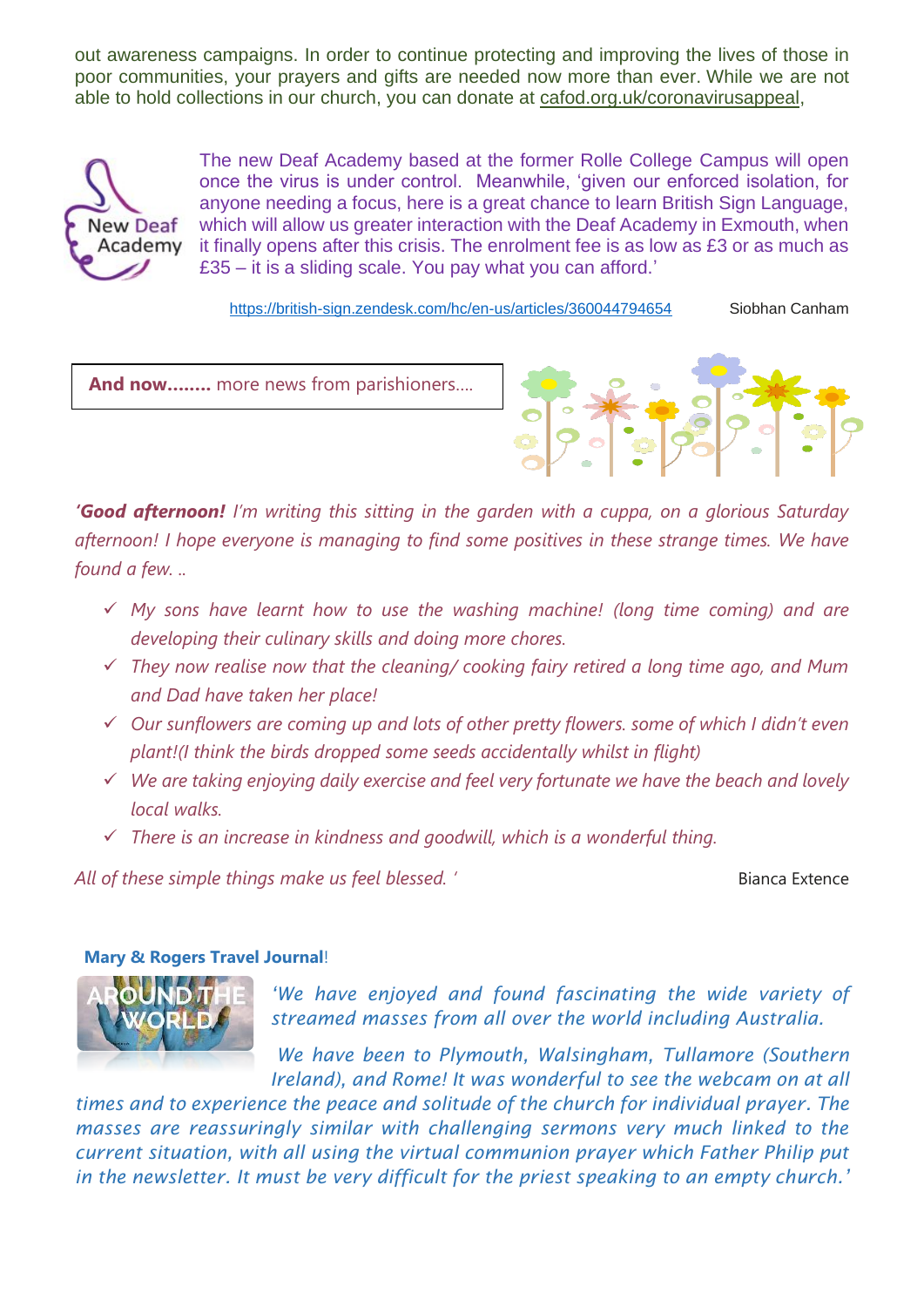out awareness campaigns. In order to continue protecting and improving the lives of those in poor communities, your prayers and gifts are needed now more than ever. While we are not able to hold collections in our church, you can donate at cafod.org.uk/coronavirusappeal,

New Deaf Academy

The new Deaf Academy based at the former Rolle College Campus will open once the virus is under control. Meanwhile, 'given our enforced isolation, for anyone needing a focus, here is a great chance to learn British Sign Language, which will allow us greater interaction with the Deaf Academy in Exmouth, when it finally opens after this crisis. The enrolment fee is as low as £3 or as much as £35 – it is a sliding scale. You pay what you can afford.'

https://british-sign.zendesk.com/hc/en-us/articles/360044794654 Siobhan Canham

**And now........** more news from parishioners....

*'**Good afternoon!** I'm writing this sitting in the garden with a cuppa, on a glorious Saturday afternoon! I hope everyone is managing to find some positives in these strange times. We have found a few. ..*

- ✓ *My sons have learnt how to use the washing machine! (long time coming) and are developing their culinary skills and doing more chores.*
- ✓ *They now realise now that the cleaning/ cooking fairy retired a long time ago, and Mum and Dad have taken her place!*
- ✓ *Our sunflowers are coming up and lots of other pretty flowers. some of which I didn't even plant!(I think the birds dropped some seeds accidentally whilst in flight)*
- ✓ *We are taking enjoying daily exercise and feel very fortunate we have the beach and lovely local walks.*
- ✓ *There is an increase in kindness and goodwill, which is a wonderful thing.*

*All of these simple things make us feel blessed. '* Bianca Extence

**Mary & Rogers Travel Journal**!

AROUND THE WORLD

*'We have enjoyed and found fascinating the wide variety of streamed masses from all over the world including Australia.*

*We have been to Plymouth, Walsingham, Tullamore (Southern Ireland), and Rome! It was wonderful to see the webcam on at all times and to experience the peace and solitude of the church for individual prayer. The masses are reassuringly similar with challenging sermons very much linked to the current situation, with all using the virtual communion prayer which Father Philip put in the newsletter. It must be very difficult for the priest speaking to an empty church.'*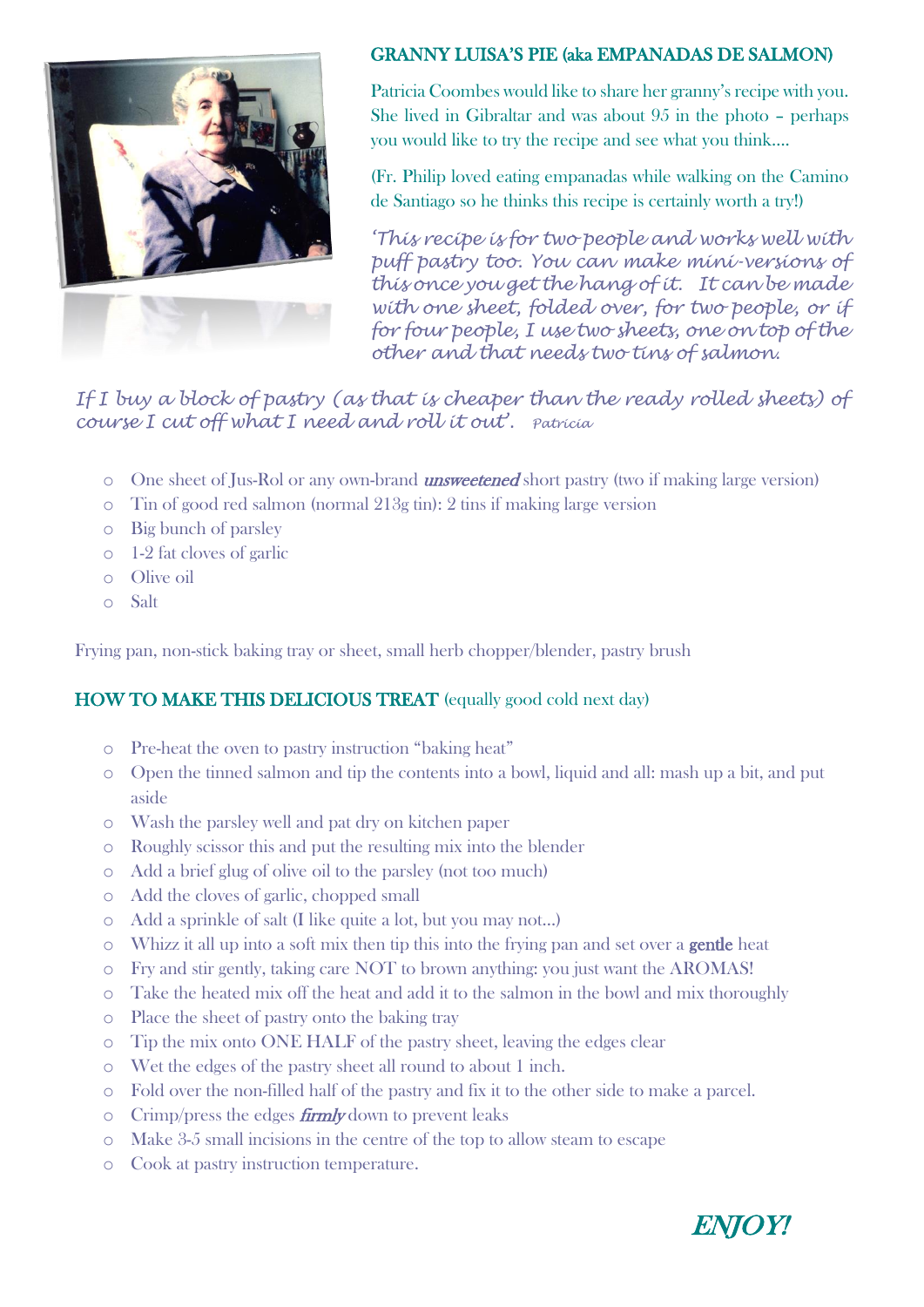## GRANNY LUISA'S PIE (aka EMPANADAS DE SALMON)

Patricia Coombes would like to share her granny's recipe with you. She lived in Gibraltar and was about 95 in the photo – perhaps you would like to try the recipe and see what you think….

(Fr. Philip loved eating empanadas while walking on the Camino de Santiago so he thinks this recipe is certainly worth a try!)

*'This recipe is for two people and works well with puff pastry too. You can make mini-versions of this once you get the hang of it. It can be made with one sheet, folded over, for two people, or if for four people, I use two sheets, one on top of the other and that needs two tins of salmon.*

*If I buy a block of pastry (as that is cheaper than the ready rolled sheets) of course I cut off what I need and roll it out'.* *Patricia*

- One sheet of Jus-Rol or any own-brand ***unsweetened*** short pastry (two if making large version)
- Tin of good red salmon (normal 213g tin): 2 tins if making large version
- Big bunch of parsley
- 1-2 fat cloves of garlic
- Olive oil
- Salt

Frying pan, non-stick baking tray or sheet, small herb chopper/blender, pastry brush

## HOW TO MAKE THIS DELICIOUS TREAT (equally good cold next day)

- Pre-heat the oven to pastry instruction "baking heat"
- Open the tinned salmon and tip the contents into a bowl, liquid and all: mash up a bit, and put aside
- Wash the parsley well and pat dry on kitchen paper
- Roughly scissor this and put the resulting mix into the blender
- Add a brief glug of olive oil to the parsley (not too much)
- Add the cloves of garlic, chopped small
- Add a sprinkle of salt (I like quite a lot, but you may not…)
- Whizz it all up into a soft mix then tip this into the frying pan and set over a **gentle** heat
- Fry and stir gently, taking care NOT to brown anything: you just want the AROMAS!
- Take the heated mix off the heat and add it to the salmon in the bowl and mix thoroughly
- Place the sheet of pastry onto the baking tray
- Tip the mix onto ONE HALF of the pastry sheet, leaving the edges clear
- Wet the edges of the pastry sheet all round to about 1 inch.
- Fold over the non-filled half of the pastry and fix it to the other side to make a parcel.
- Crimp/press the edges ***firmly*** down to prevent leaks
- Make 3-5 small incisions in the centre of the top to allow steam to escape
- Cook at pastry instruction temperature.

***ENJOY!***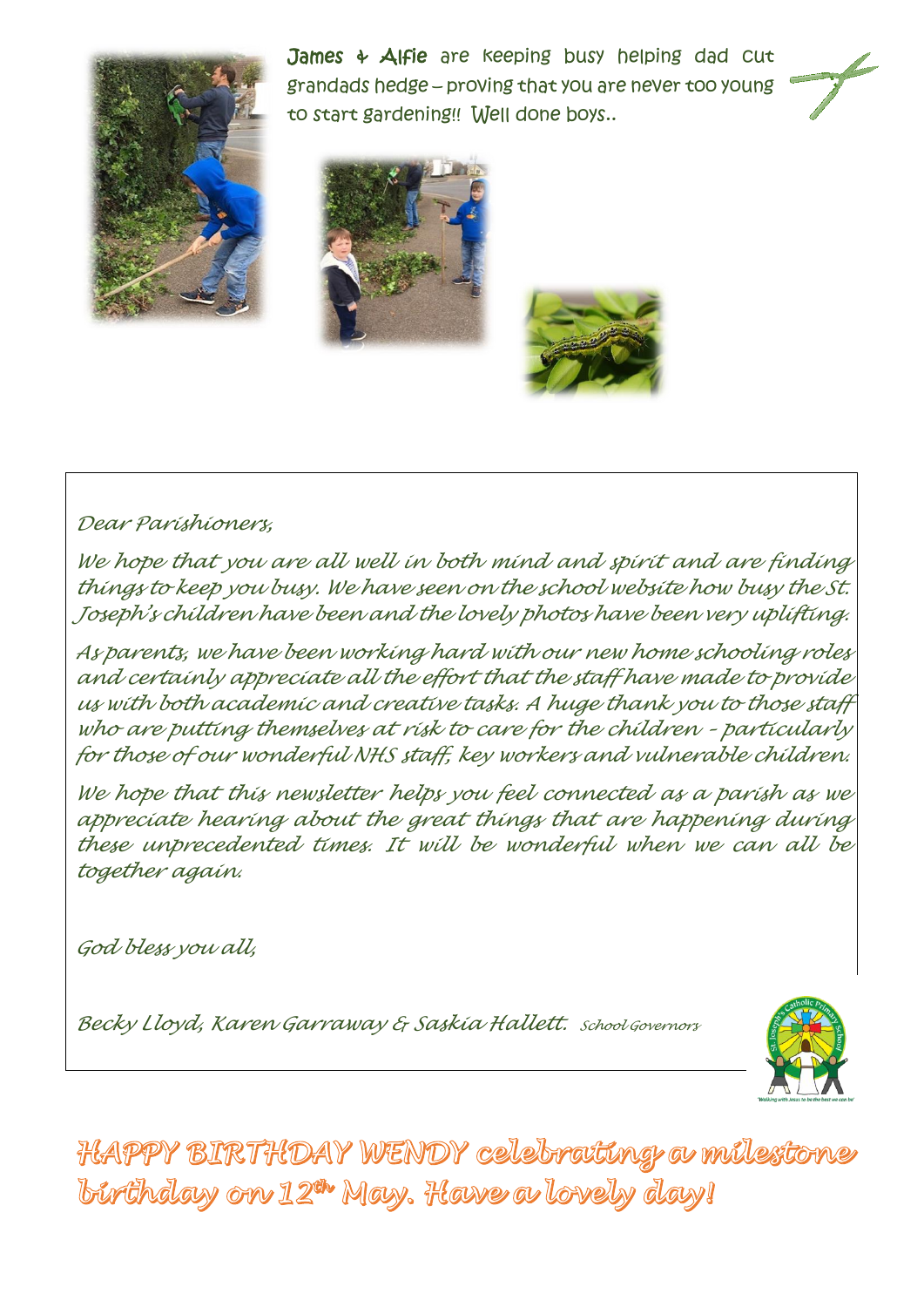James + Alfie are keeping busy helping dad cut grandads hedge – proving that you are never too young to start gardening!! Well done boys..

*Dear Parishioners,*

*We hope that you are all well in both mind and spirit and are finding things to keep you busy. We have seen on the school website how busy the St. Joseph's children have been and the lovely photos have been very uplifting.*

*As parents, we have been working hard with our new home schooling roles and certainly appreciate all the effort that the staff have made to provide us with both academic and creative tasks. A huge thank you to those staff who are putting themselves at risk to care for the children - particularly for those of our wonderful NHS staff, key workers and vulnerable children.*

*We hope that this newsletter helps you feel connected as a parish as we appreciate hearing about the great things that are happening during these unprecedented times. It will be wonderful when we can all be together again.*

*God bless you all,*

*Becky Lloyd, Karen Garraway & Saskia Hallett.* School Governors

**HAPPY BIRTHDAY WENDY celebrating a milestone birthday on 12th May. Have a lovely day!**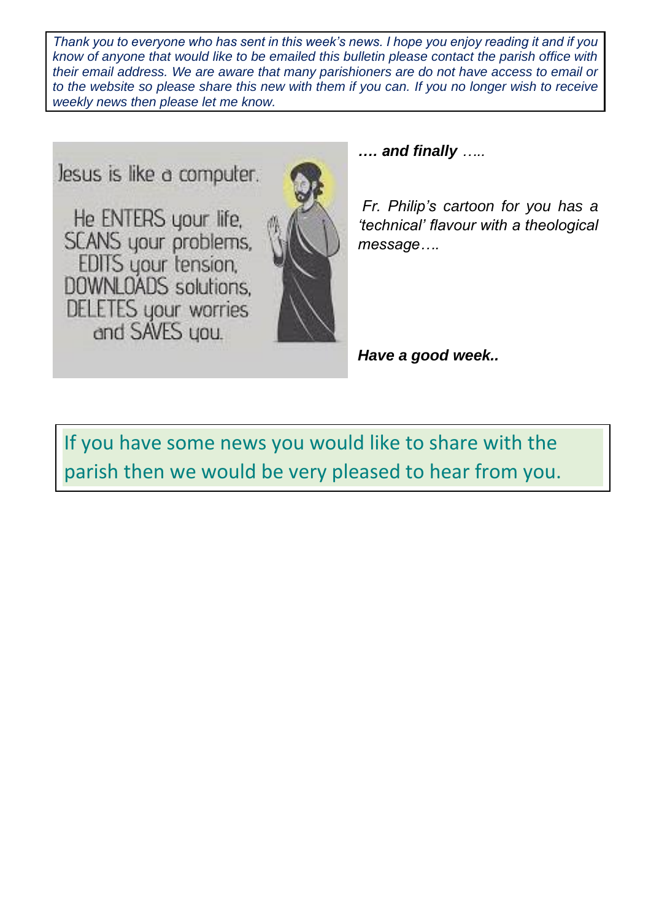*Thank you to everyone who has sent in this week's news. I hope you enjoy reading it and if you know of anyone that would like to be emailed this bulletin please contact the parish office with their email address. We are aware that many parishioners are do not have access to email or to the website so please share this new with them if you can. If you no longer wish to receive weekly news then please let me know.*

Jesus is like a computer.

He ENTERS your life,
SCANS your problems,
EDITS your tension,
DOWNLOADS solutions,
DELETES your worries
and SAVES you.

***…. and finally*** *…..*

*Fr. Philip's cartoon for you has a 'technical' flavour with a theological message….*

***Have a good week..***

If you have some news you would like to share with the parish then we would be very pleased to hear from you.